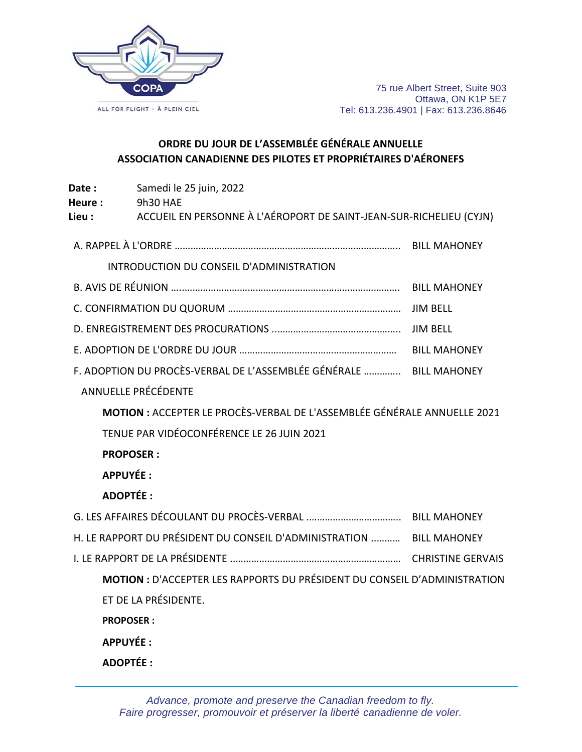COPA

ALL FOR FLIGHT – À PLEIN CIEL

75 rue Albert Street, Suite 903
Ottawa, ON K1P 5E7
Tel: 613.236.4901 | Fax: 613.236.8646

## ORDRE DU JOUR DE L'ASSEMBLÉE GÉNÉRALE ANNUELLE
## ASSOCIATION CANADIENNE DES PILOTES ET PROPRIÉTAIRES D'AÉRONEFS

**Date :** Samedi le 25 juin, 2022
**Heure :** 9h30 HAE
**Lieu :** ACCUEIL EN PERSONNE À L'AÉROPORT DE SAINT-JEAN-SUR-RICHELIEU (CYJN)

A. RAPPEL À L'ORDRE …………………………………………………………………………… BILL MAHONEY

INTRODUCTION DU CONSEIL D'ADMINISTRATION

B. AVIS DE RÉUNION …………………………………………………………………………… BILL MAHONEY

C. CONFIRMATION DU QUORUM ……………………………………………………… JIM BELL

D. ENREGISTREMENT DES PROCURATIONS ……………………………………… JIM BELL

E. ADOPTION DE L'ORDRE DU JOUR ……………………………………………… BILL MAHONEY

F. ADOPTION DU PROCÈS-VERBAL DE L'ASSEMBLÉE GÉNÉRALE ………….. BILL MAHONEY
ANNUELLE PRÉCÉDENTE

**MOTION :** ACCEPTER LE PROCÈS-VERBAL DE L'ASSEMBLÉE GÉNÉRALE ANNUELLE 2021 TENUE PAR VIDÉOCONFÉRENCE LE 26 JUIN 2021

**PROPOSER :**

**APPUYÉE :**

**ADOPTÉE :**

G. LES AFFAIRES DÉCOULANT DU PROCÈS-VERBAL ……………………………… BILL MAHONEY

H. LE RAPPORT DU PRÉSIDENT DU CONSEIL D'ADMINISTRATION ……….. BILL MAHONEY

I. LE RAPPORT DE LA PRÉSIDENTE ……………………………………………………… CHRISTINE GERVAIS

**MOTION :** D'ACCEPTER LES RAPPORTS DU PRÉSIDENT DU CONSEIL D'ADMINISTRATION ET DE LA PRÉSIDENTE.

**PROPOSER :**

**APPUYÉE :**

**ADOPTÉE :**

*Advance, promote and preserve the Canadian freedom to fly.*
*Faire progresser, promouvoir et préserver la liberté canadienne de voler.*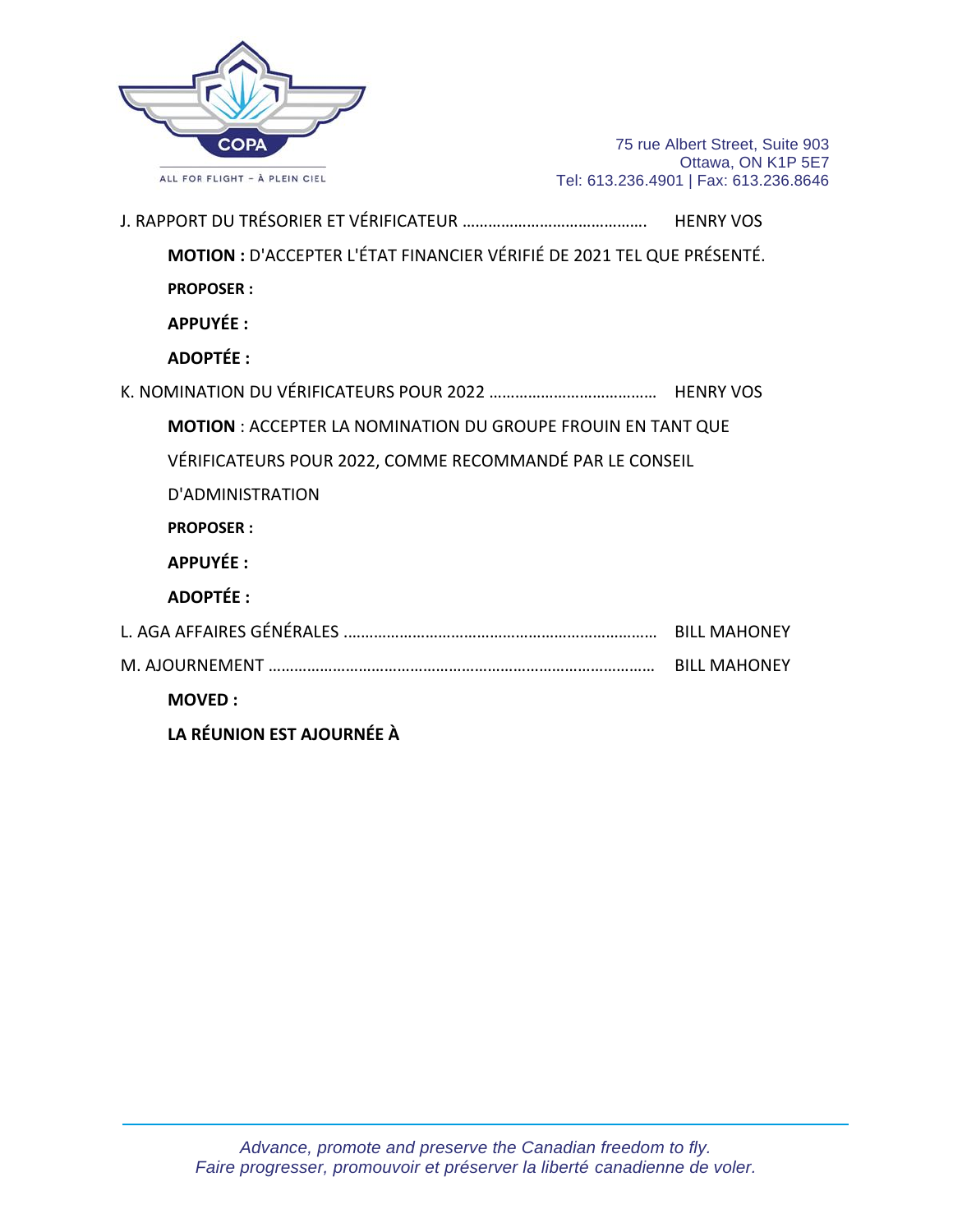J. RAPPORT DU TRÉSORIER ET VÉRIFICATEUR ……………………………………. HENRY VOS

**MOTION :** D'ACCEPTER L'ÉTAT FINANCIER VÉRIFIÉ DE 2021 TEL QUE PRÉSENTÉ.

**PROPOSER :**

**APPUYÉE :**

**ADOPTÉE :**

K. NOMINATION DU VÉRIFICATEURS POUR 2022 ………………………………… HENRY VOS

**MOTION** : ACCEPTER LA NOMINATION DU GROUPE FROUIN EN TANT QUE VÉRIFICATEURS POUR 2022, COMME RECOMMANDÉ PAR LE CONSEIL D'ADMINISTRATION

**PROPOSER :**

**APPUYÉE :**

**ADOPTÉE :**

L. AGA AFFAIRES GÉNÉRALES ……………………………………………………………… BILL MAHONEY

M. AJOURNEMENT ……………………………………………………………………………… BILL MAHONEY

**MOVED :**

**LA RÉUNION EST AJOURNÉE À**